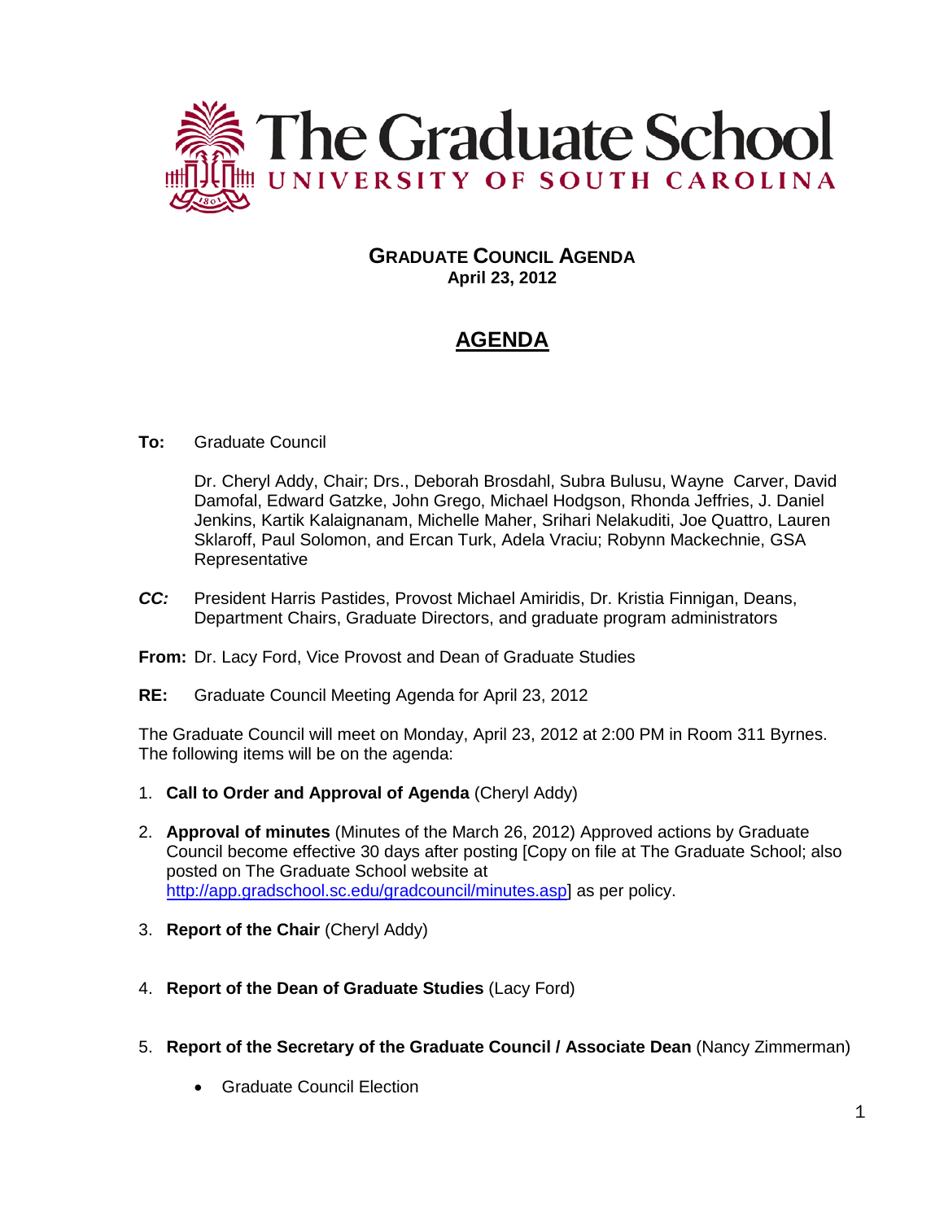# The Graduate School
## UNIVERSITY OF SOUTH CAROLINA

**GRADUATE COUNCIL AGENDA**
**April 23, 2012**

## AGENDA

**To:** Graduate Council

Dr. Cheryl Addy, Chair; Drs., Deborah Brosdahl, Subra Bulusu, Wayne Carver, David Damofal, Edward Gatzke, John Grego, Michael Hodgson, Rhonda Jeffries, J. Daniel Jenkins, Kartik Kalaignanam, Michelle Maher, Srihari Nelakuditi, Joe Quattro, Lauren Sklaroff, Paul Solomon, and Ercan Turk, Adela Vraciu; Robynn Mackechnie, GSA Representative

***CC:*** President Harris Pastides, Provost Michael Amiridis, Dr. Kristia Finnigan, Deans, Department Chairs, Graduate Directors, and graduate program administrators

**From:** Dr. Lacy Ford, Vice Provost and Dean of Graduate Studies

**RE:** Graduate Council Meeting Agenda for April 23, 2012

The Graduate Council will meet on Monday, April 23, 2012 at 2:00 PM in Room 311 Byrnes. The following items will be on the agenda:

1. **Call to Order and Approval of Agenda** (Cheryl Addy)
2. **Approval of minutes** (Minutes of the March 26, 2012) Approved actions by Graduate Council become effective 30 days after posting [Copy on file at The Graduate School; also posted on The Graduate School website at http://app.gradschool.sc.edu/gradcouncil/minutes.asp] as per policy.
3. **Report of the Chair** (Cheryl Addy)
4. **Report of the Dean of Graduate Studies** (Lacy Ford)
5. **Report of the Secretary of the Graduate Council / Associate Dean** (Nancy Zimmerman)
   - Graduate Council Election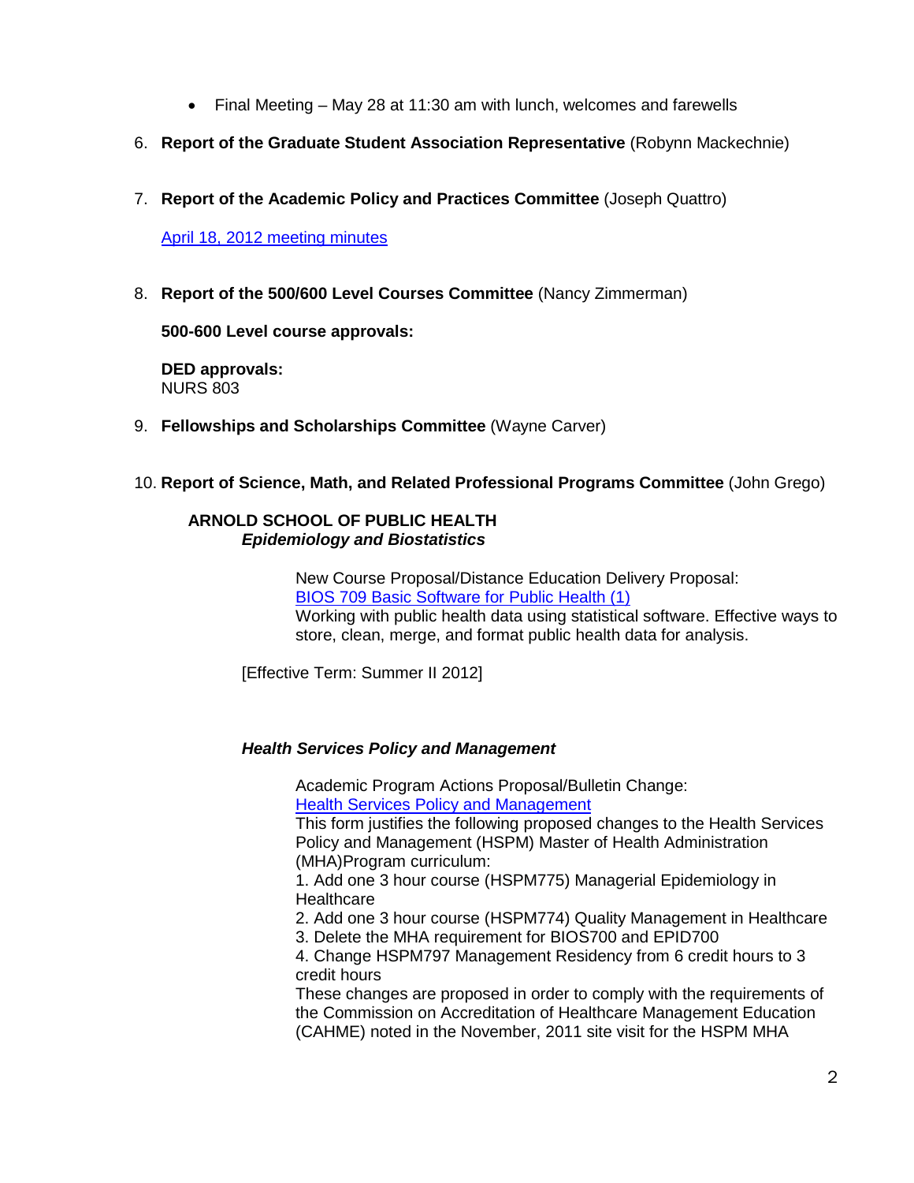- Final Meeting – May 28 at 11:30 am with lunch, welcomes and farewells

6. **Report of the Graduate Student Association Representative** (Robynn Mackechnie)

7. **Report of the Academic Policy and Practices Committee** (Joseph Quattro)

   April 18, 2012 meeting minutes

8. **Report of the 500/600 Level Courses Committee** (Nancy Zimmerman)

   **500-600 Level course approvals:**

   **DED approvals:**
   NURS 803

9. **Fellowships and Scholarships Committee** (Wayne Carver)

10. **Report of Science, Math, and Related Professional Programs Committee** (John Grego)

**ARNOLD SCHOOL OF PUBLIC HEALTH**
***Epidemiology and Biostatistics***

New Course Proposal/Distance Education Delivery Proposal:
BIOS 709 Basic Software for Public Health (1)
Working with public health data using statistical software. Effective ways to store, clean, merge, and format public health data for analysis.

[Effective Term: Summer II 2012]

***Health Services Policy and Management***

Academic Program Actions Proposal/Bulletin Change:
Health Services Policy and Management
This form justifies the following proposed changes to the Health Services Policy and Management (HSPM) Master of Health Administration (MHA)Program curriculum:
1. Add one 3 hour course (HSPM775) Managerial Epidemiology in Healthcare
2. Add one 3 hour course (HSPM774) Quality Management in Healthcare
3. Delete the MHA requirement for BIOS700 and EPID700
4. Change HSPM797 Management Residency from 6 credit hours to 3 credit hours
These changes are proposed in order to comply with the requirements of the Commission on Accreditation of Healthcare Management Education (CAHME) noted in the November, 2011 site visit for the HSPM MHA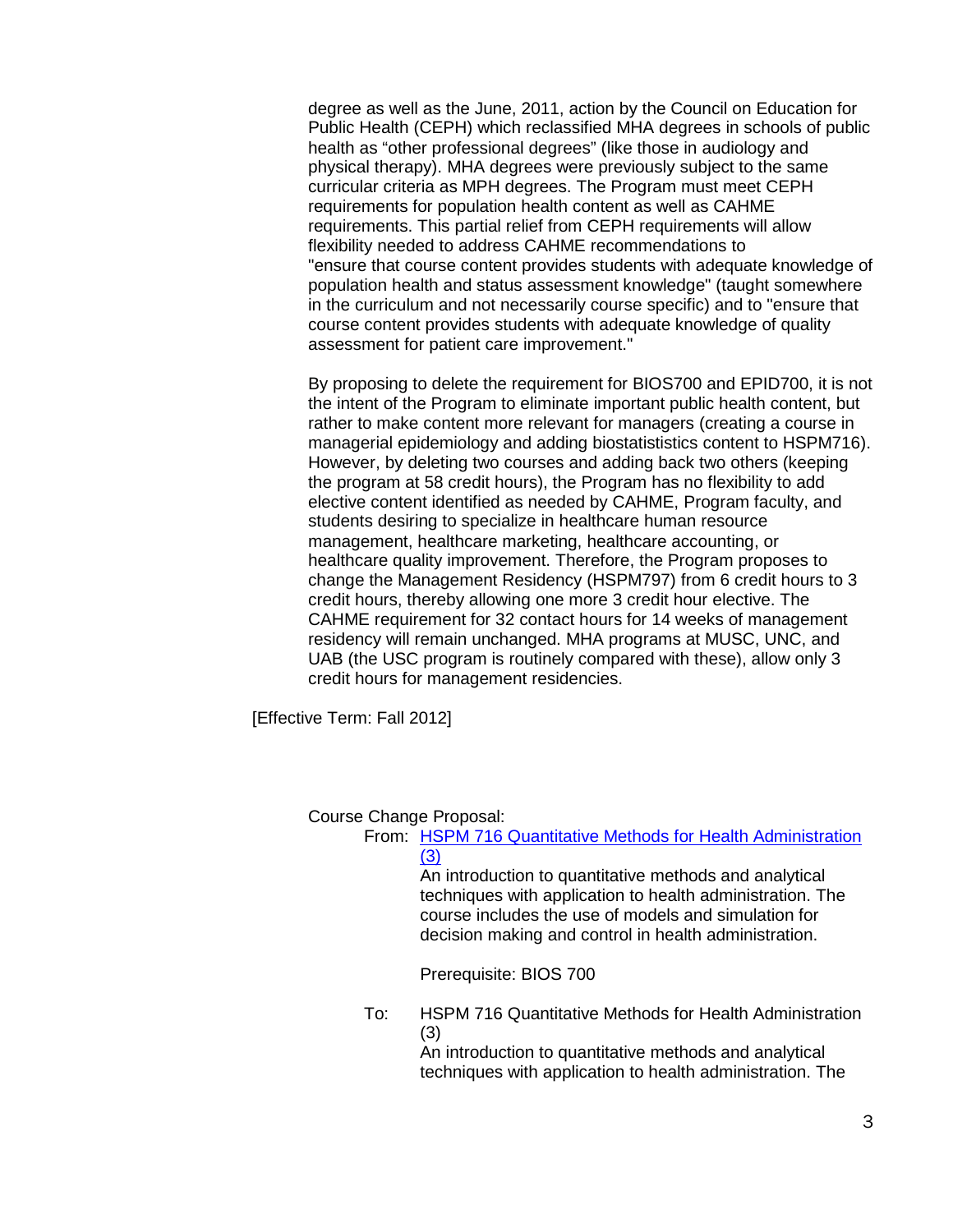degree as well as the June, 2011, action by the Council on Education for Public Health (CEPH) which reclassified MHA degrees in schools of public health as “other professional degrees” (like those in audiology and physical therapy). MHA degrees were previously subject to the same curricular criteria as MPH degrees. The Program must meet CEPH requirements for population health content as well as CAHME requirements. This partial relief from CEPH requirements will allow flexibility needed to address CAHME recommendations to "ensure that course content provides students with adequate knowledge of population health and status assessment knowledge" (taught somewhere in the curriculum and not necessarily course specific) and to "ensure that course content provides students with adequate knowledge of quality assessment for patient care improvement."

By proposing to delete the requirement for BIOS700 and EPID700, it is not the intent of the Program to eliminate important public health content, but rather to make content more relevant for managers (creating a course in managerial epidemiology and adding biostatistics content to HSPM716). However, by deleting two courses and adding back two others (keeping the program at 58 credit hours), the Program has no flexibility to add elective content identified as needed by CAHME, Program faculty, and students desiring to specialize in healthcare human resource management, healthcare marketing, healthcare accounting, or healthcare quality improvement. Therefore, the Program proposes to change the Management Residency (HSPM797) from 6 credit hours to 3 credit hours, thereby allowing one more 3 credit hour elective. The CAHME requirement for 32 contact hours for 14 weeks of management residency will remain unchanged. MHA programs at MUSC, UNC, and UAB (the USC program is routinely compared with these), allow only 3 credit hours for management residencies.

[Effective Term: Fall 2012]

Course Change Proposal:

From: HSPM 716 Quantitative Methods for Health Administration (3)

An introduction to quantitative methods and analytical techniques with application to health administration. The course includes the use of models and simulation for decision making and control in health administration.

Prerequisite: BIOS 700

To: HSPM 716 Quantitative Methods for Health Administration (3)

An introduction to quantitative methods and analytical techniques with application to health administration. The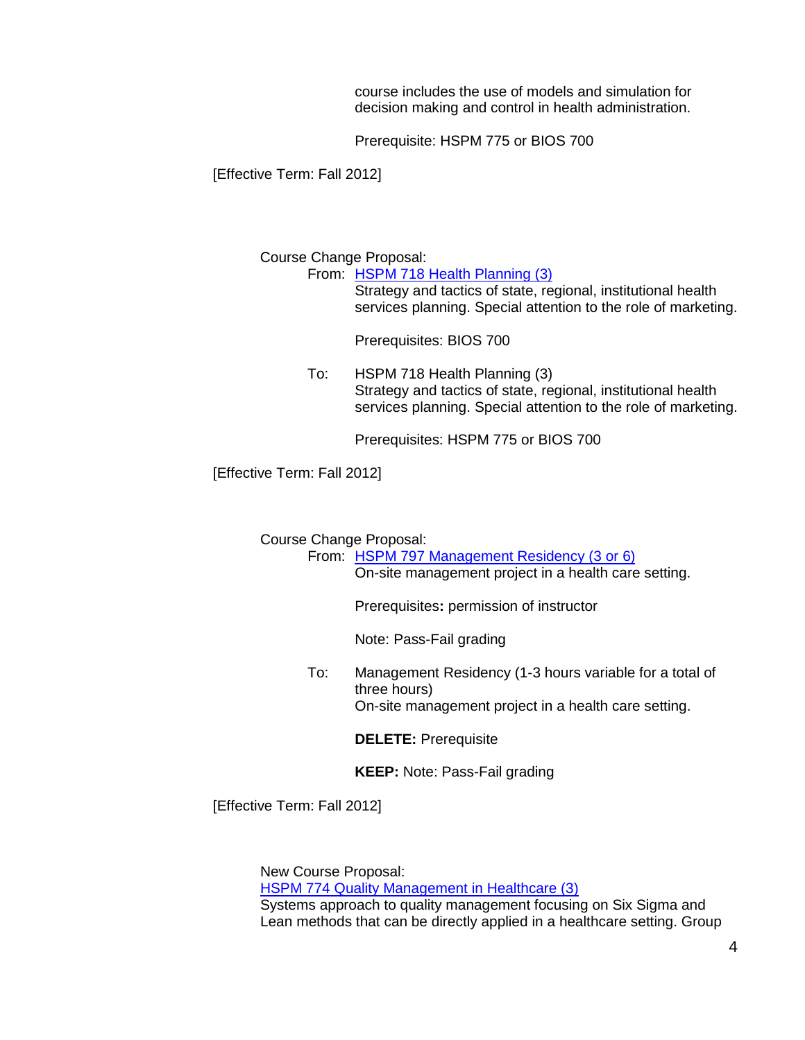course includes the use of models and simulation for decision making and control in health administration.

Prerequisite: HSPM 775 or BIOS 700

[Effective Term: Fall 2012]

Course Change Proposal:

From: HSPM 718 Health Planning (3)
Strategy and tactics of state, regional, institutional health services planning. Special attention to the role of marketing.

Prerequisites: BIOS 700

To: HSPM 718 Health Planning (3)
Strategy and tactics of state, regional, institutional health services planning. Special attention to the role of marketing.

Prerequisites: HSPM 775 or BIOS 700

[Effective Term: Fall 2012]

Course Change Proposal:

From: HSPM 797 Management Residency (3 or 6)
On-site management project in a health care setting.

Prerequisites**:** permission of instructor

Note: Pass-Fail grading

To: Management Residency (1-3 hours variable for a total of three hours)
On-site management project in a health care setting.

**DELETE:** Prerequisite

**KEEP:** Note: Pass-Fail grading

[Effective Term: Fall 2012]

New Course Proposal:
HSPM 774 Quality Management in Healthcare (3)
Systems approach to quality management focusing on Six Sigma and Lean methods that can be directly applied in a healthcare setting. Group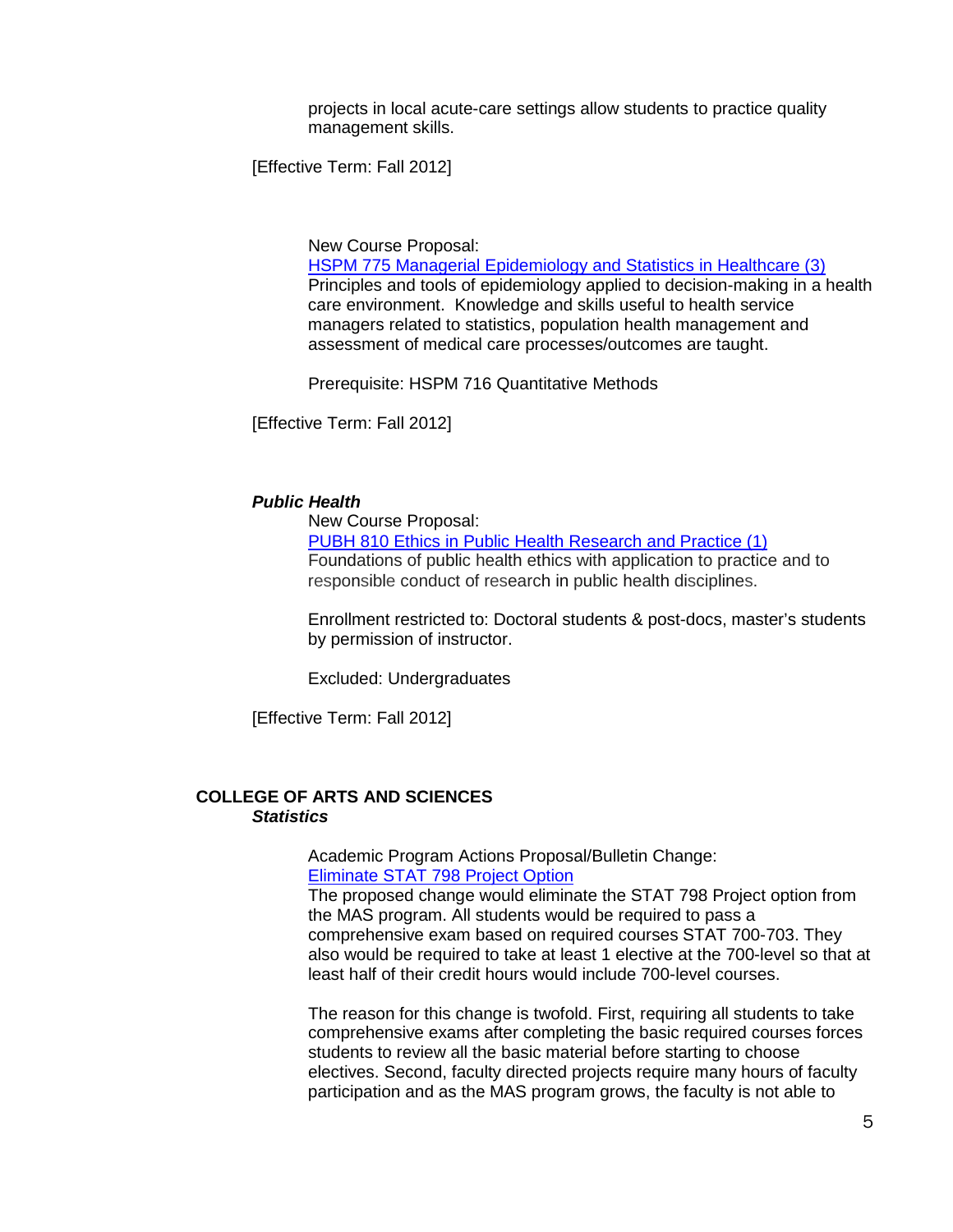projects in local acute-care settings allow students to practice quality management skills.

[Effective Term: Fall 2012]

New Course Proposal:
HSPM 775 Managerial Epidemiology and Statistics in Healthcare (3)
Principles and tools of epidemiology applied to decision-making in a health care environment. Knowledge and skills useful to health service managers related to statistics, population health management and assessment of medical care processes/outcomes are taught.

Prerequisite: HSPM 716 Quantitative Methods

[Effective Term: Fall 2012]

***Public Health***

New Course Proposal:
PUBH 810 Ethics in Public Health Research and Practice (1)
Foundations of public health ethics with application to practice and to responsible conduct of research in public health disciplines.

Enrollment restricted to: Doctoral students & post-docs, master's students by permission of instructor.

Excluded: Undergraduates

[Effective Term: Fall 2012]

## COLLEGE OF ARTS AND SCIENCES

***Statistics***

Academic Program Actions Proposal/Bulletin Change:
Eliminate STAT 798 Project Option
The proposed change would eliminate the STAT 798 Project option from the MAS program. All students would be required to pass a comprehensive exam based on required courses STAT 700-703. They also would be required to take at least 1 elective at the 700-level so that at least half of their credit hours would include 700-level courses.

The reason for this change is twofold. First, requiring all students to take comprehensive exams after completing the basic required courses forces students to review all the basic material before starting to choose electives. Second, faculty directed projects require many hours of faculty participation and as the MAS program grows, the faculty is not able to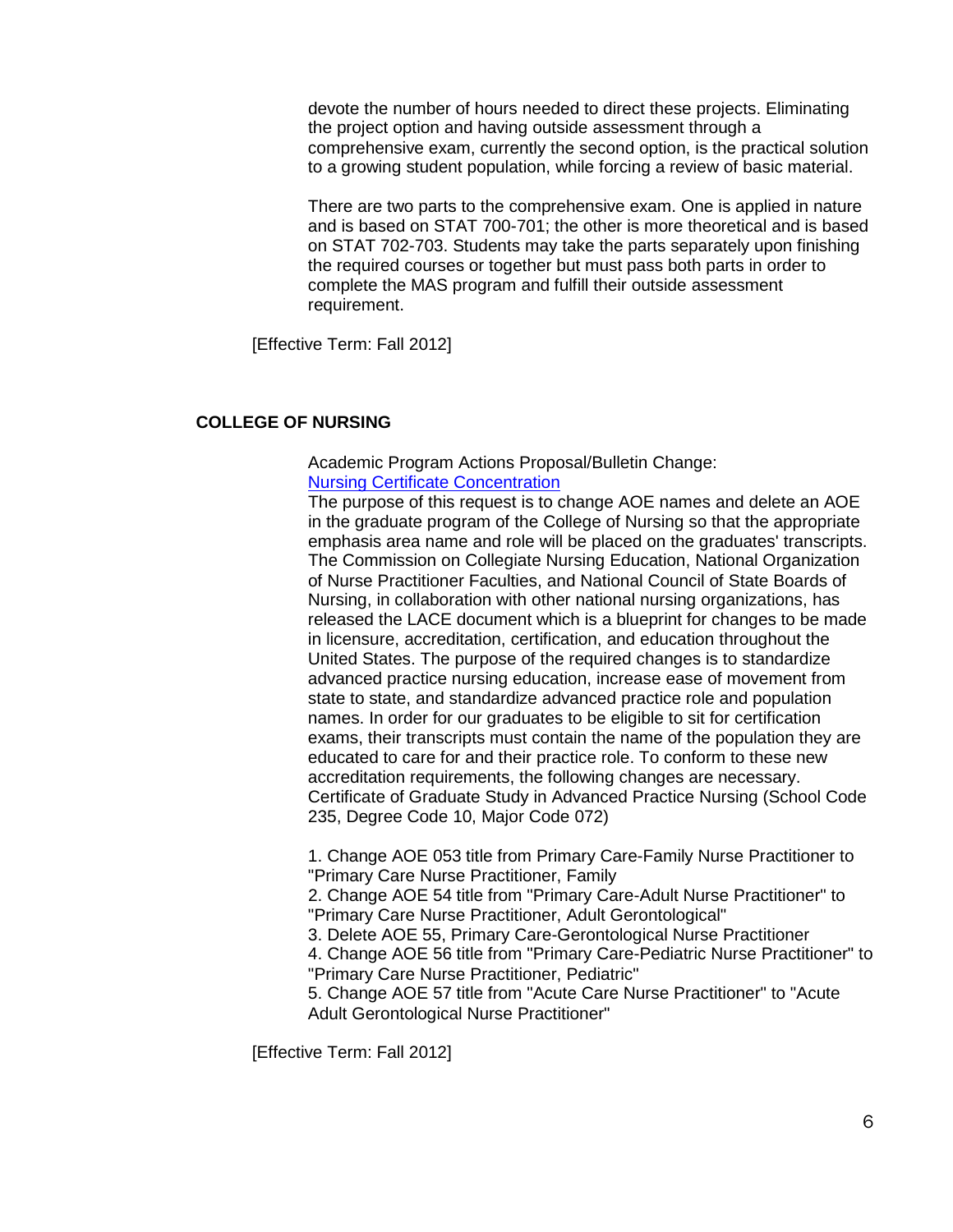devote the number of hours needed to direct these projects. Eliminating the project option and having outside assessment through a comprehensive exam, currently the second option, is the practical solution to a growing student population, while forcing a review of basic material.

There are two parts to the comprehensive exam. One is applied in nature and is based on STAT 700-701; the other is more theoretical and is based on STAT 702-703. Students may take the parts separately upon finishing the required courses or together but must pass both parts in order to complete the MAS program and fulfill their outside assessment requirement.

[Effective Term: Fall 2012]

**COLLEGE OF NURSING**

Academic Program Actions Proposal/Bulletin Change:
Nursing Certificate Concentration
The purpose of this request is to change AOE names and delete an AOE in the graduate program of the College of Nursing so that the appropriate emphasis area name and role will be placed on the graduates' transcripts. The Commission on Collegiate Nursing Education, National Organization of Nurse Practitioner Faculties, and National Council of State Boards of Nursing, in collaboration with other national nursing organizations, has released the LACE document which is a blueprint for changes to be made in licensure, accreditation, certification, and education throughout the United States. The purpose of the required changes is to standardize advanced practice nursing education, increase ease of movement from state to state, and standardize advanced practice role and population names. In order for our graduates to be eligible to sit for certification exams, their transcripts must contain the name of the population they are educated to care for and their practice role. To conform to these new accreditation requirements, the following changes are necessary.
Certificate of Graduate Study in Advanced Practice Nursing (School Code 235, Degree Code 10, Major Code 072)

1. Change AOE 053 title from Primary Care-Family Nurse Practitioner to "Primary Care Nurse Practitioner, Family
2. Change AOE 54 title from "Primary Care-Adult Nurse Practitioner" to "Primary Care Nurse Practitioner, Adult Gerontological"
3. Delete AOE 55, Primary Care-Gerontological Nurse Practitioner
4. Change AOE 56 title from "Primary Care-Pediatric Nurse Practitioner" to "Primary Care Nurse Practitioner, Pediatric"
5. Change AOE 57 title from "Acute Care Nurse Practitioner" to "Acute Adult Gerontological Nurse Practitioner"

[Effective Term: Fall 2012]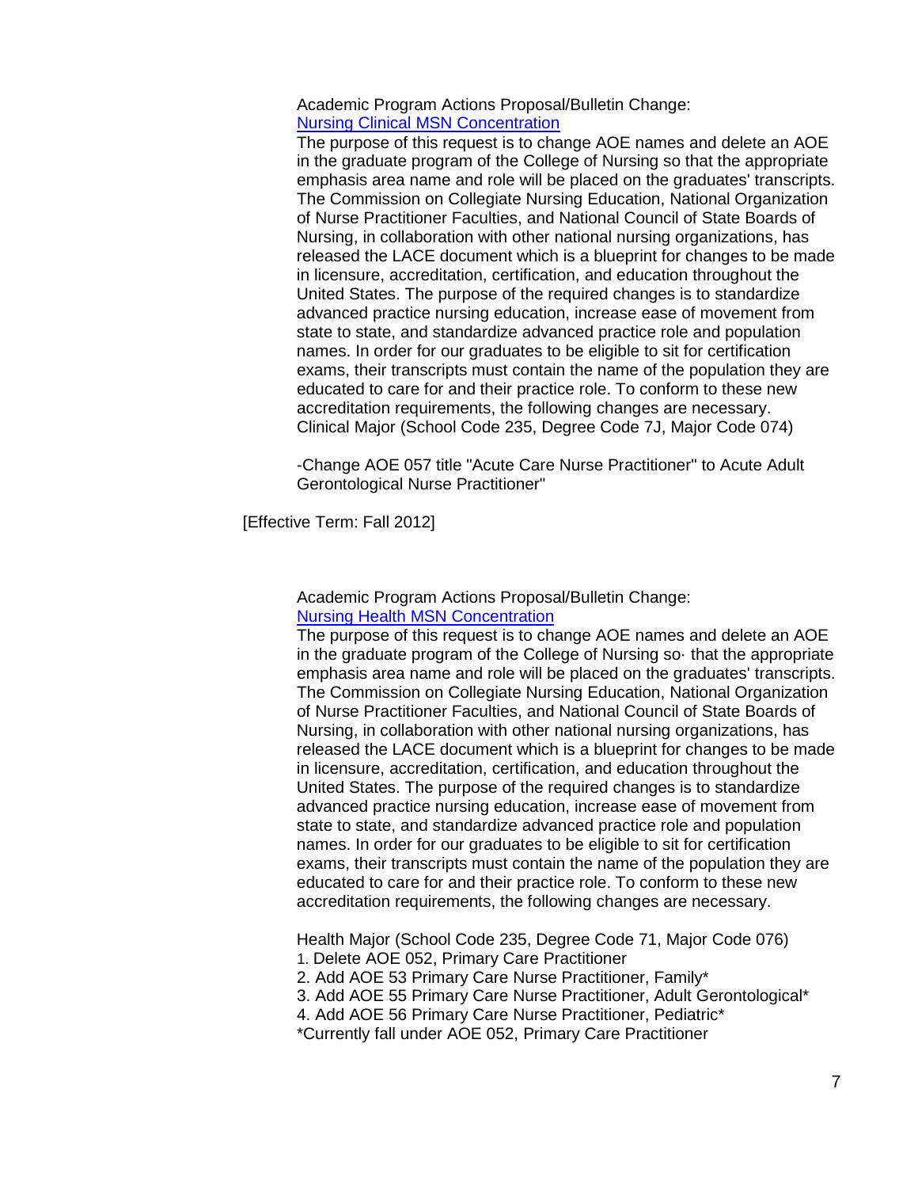Academic Program Actions Proposal/Bulletin Change:
[Nursing Clinical MSN Concentration]

The purpose of this request is to change AOE names and delete an AOE in the graduate program of the College of Nursing so that the appropriate emphasis area name and role will be placed on the graduates' transcripts. The Commission on Collegiate Nursing Education, National Organization of Nurse Practitioner Faculties, and National Council of State Boards of Nursing, in collaboration with other national nursing organizations, has released the LACE document which is a blueprint for changes to be made in licensure, accreditation, certification, and education throughout the United States. The purpose of the required changes is to standardize advanced practice nursing education, increase ease of movement from state to state, and standardize advanced practice role and population names. In order for our graduates to be eligible to sit for certification exams, their transcripts must contain the name of the population they are educated to care for and their practice role. To conform to these new accreditation requirements, the following changes are necessary.
Clinical Major (School Code 235, Degree Code 7J, Major Code 074)

-Change AOE 057 title "Acute Care Nurse Practitioner" to Acute Adult Gerontological Nurse Practitioner"

[Effective Term: Fall 2012]

Academic Program Actions Proposal/Bulletin Change:
[Nursing Health MSN Concentration]

The purpose of this request is to change AOE names and delete an AOE in the graduate program of the College of Nursing so· that the appropriate emphasis area name and role will be placed on the graduates' transcripts. The Commission on Collegiate Nursing Education, National Organization of Nurse Practitioner Faculties, and National Council of State Boards of Nursing, in collaboration with other national nursing organizations, has released the LACE document which is a blueprint for changes to be made in licensure, accreditation, certification, and education throughout the United States. The purpose of the required changes is to standardize advanced practice nursing education, increase ease of movement from state to state, and standardize advanced practice role and population names. In order for our graduates to be eligible to sit for certification exams, their transcripts must contain the name of the population they are educated to care for and their practice role. To conform to these new accreditation requirements, the following changes are necessary.

Health Major (School Code 235, Degree Code 71, Major Code 076)

1. Delete AOE 052, Primary Care Practitioner
2. Add AOE 53 Primary Care Nurse Practitioner, Family*
3. Add AOE 55 Primary Care Nurse Practitioner, Adult Gerontological*
4. Add AOE 56 Primary Care Nurse Practitioner, Pediatric*

*Currently fall under AOE 052, Primary Care Practitioner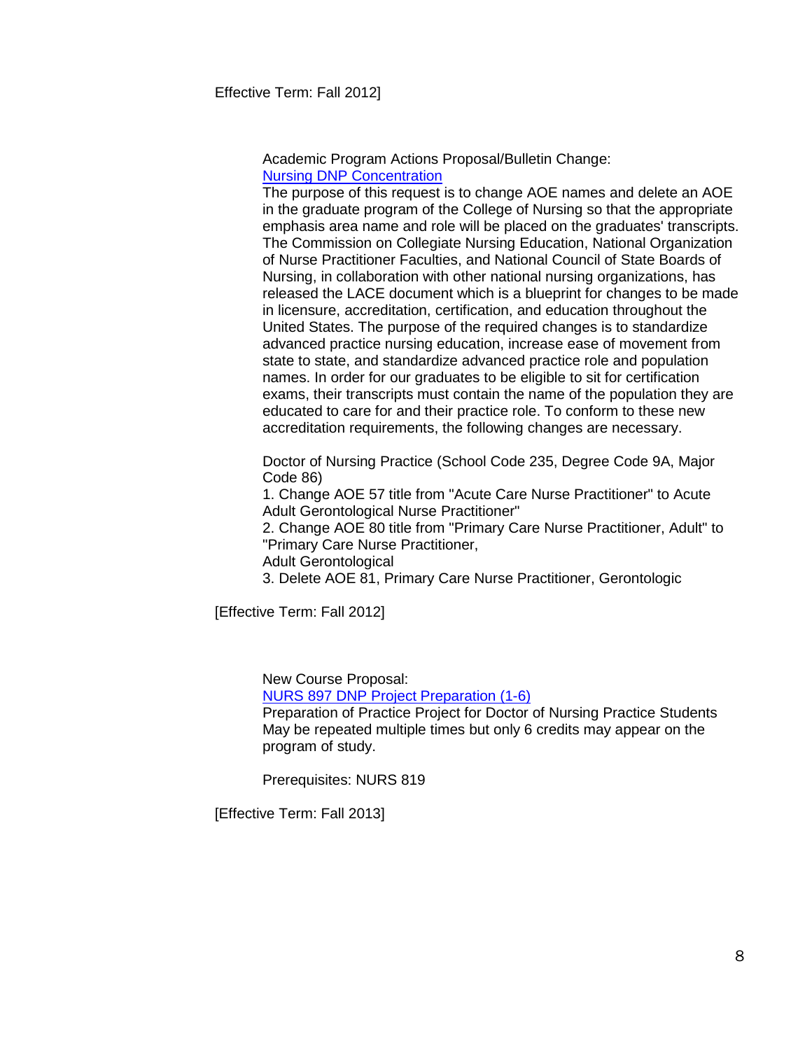Effective Term: Fall 2012]

Academic Program Actions Proposal/Bulletin Change:
Nursing DNP Concentration
The purpose of this request is to change AOE names and delete an AOE in the graduate program of the College of Nursing so that the appropriate emphasis area name and role will be placed on the graduates' transcripts. The Commission on Collegiate Nursing Education, National Organization of Nurse Practitioner Faculties, and National Council of State Boards of Nursing, in collaboration with other national nursing organizations, has released the LACE document which is a blueprint for changes to be made in licensure, accreditation, certification, and education throughout the United States. The purpose of the required changes is to standardize advanced practice nursing education, increase ease of movement from state to state, and standardize advanced practice role and population names. In order for our graduates to be eligible to sit for certification exams, their transcripts must contain the name of the population they are educated to care for and their practice role. To conform to these new accreditation requirements, the following changes are necessary.

Doctor of Nursing Practice (School Code 235, Degree Code 9A, Major Code 86)
1. Change AOE 57 title from "Acute Care Nurse Practitioner" to Acute Adult Gerontological Nurse Practitioner"
2. Change AOE 80 title from "Primary Care Nurse Practitioner, Adult" to "Primary Care Nurse Practitioner,
Adult Gerontological
3. Delete AOE 81, Primary Care Nurse Practitioner, Gerontologic

[Effective Term: Fall 2012]

New Course Proposal:
NURS 897 DNP Project Preparation (1-6)
Preparation of Practice Project for Doctor of Nursing Practice Students
May be repeated multiple times but only 6 credits may appear on the program of study.

Prerequisites: NURS 819

[Effective Term: Fall 2013]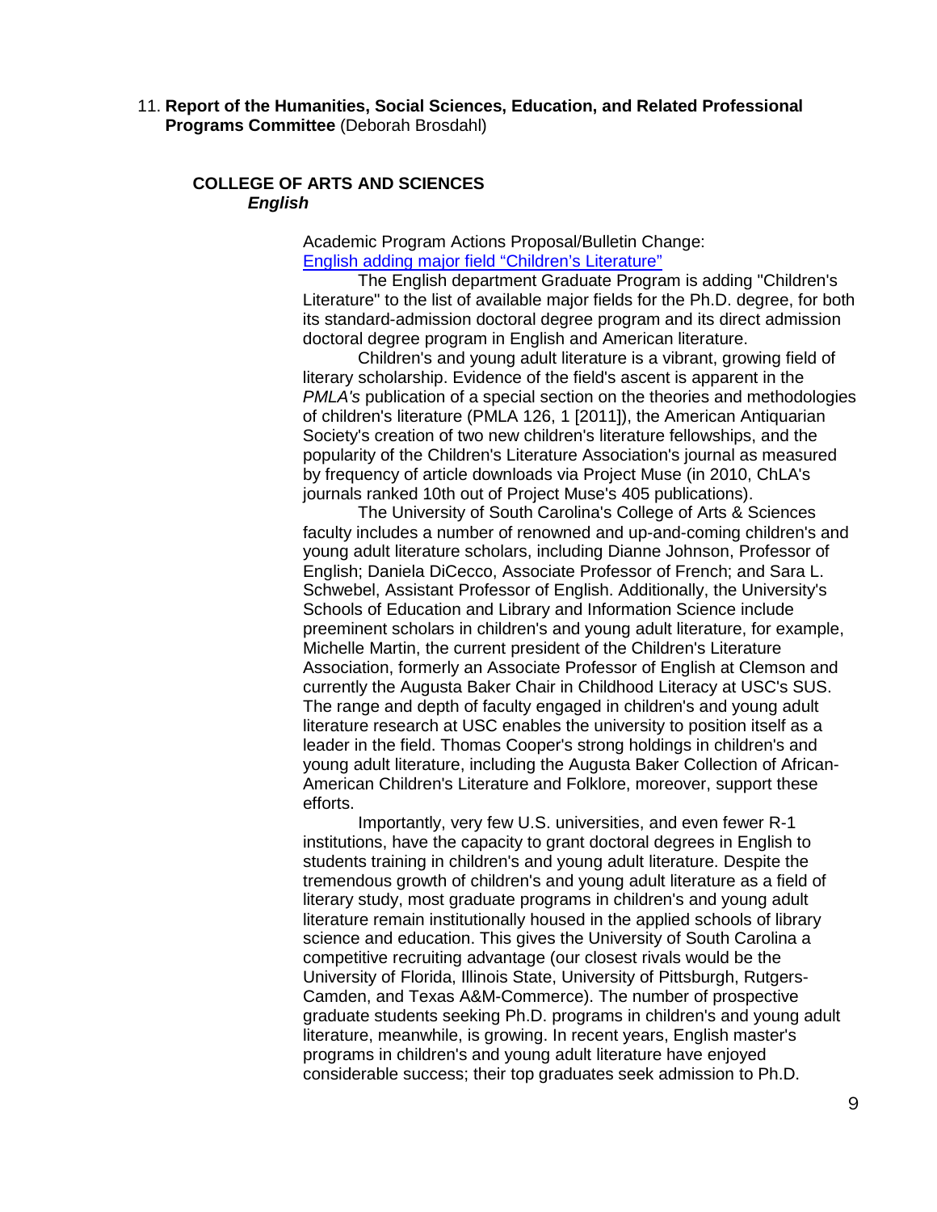11. **Report of the Humanities, Social Sciences, Education, and Related Professional Programs Committee** (Deborah Brosdahl)

**COLLEGE OF ARTS AND SCIENCES**
***English***

Academic Program Actions Proposal/Bulletin Change:
English adding major field "Children's Literature"

The English department Graduate Program is adding "Children's Literature" to the list of available major fields for the Ph.D. degree, for both its standard-admission doctoral degree program and its direct admission doctoral degree program in English and American literature.

Children's and young adult literature is a vibrant, growing field of literary scholarship. Evidence of the field's ascent is apparent in the *PMLA's* publication of a special section on the theories and methodologies of children's literature (PMLA 126, 1 [2011]), the American Antiquarian Society's creation of two new children's literature fellowships, and the popularity of the Children's Literature Association's journal as measured by frequency of article downloads via Project Muse (in 2010, ChLA's journals ranked 10th out of Project Muse's 405 publications).

The University of South Carolina's College of Arts & Sciences faculty includes a number of renowned and up-and-coming children's and young adult literature scholars, including Dianne Johnson, Professor of English; Daniela DiCecco, Associate Professor of French; and Sara L. Schwebel, Assistant Professor of English. Additionally, the University's Schools of Education and Library and Information Science include preeminent scholars in children's and young adult literature, for example, Michelle Martin, the current president of the Children's Literature Association, formerly an Associate Professor of English at Clemson and currently the Augusta Baker Chair in Childhood Literacy at USC's SUS. The range and depth of faculty engaged in children's and young adult literature research at USC enables the university to position itself as a leader in the field. Thomas Cooper's strong holdings in children's and young adult literature, including the Augusta Baker Collection of African-American Children's Literature and Folklore, moreover, support these efforts.

Importantly, very few U.S. universities, and even fewer R-1 institutions, have the capacity to grant doctoral degrees in English to students training in children's and young adult literature. Despite the tremendous growth of children's and young adult literature as a field of literary study, most graduate programs in children's and young adult literature remain institutionally housed in the applied schools of library science and education. This gives the University of South Carolina a competitive recruiting advantage (our closest rivals would be the University of Florida, Illinois State, University of Pittsburgh, Rutgers-Camden, and Texas A&M-Commerce). The number of prospective graduate students seeking Ph.D. programs in children's and young adult literature, meanwhile, is growing. In recent years, English master's programs in children's and young adult literature have enjoyed considerable success; their top graduates seek admission to Ph.D.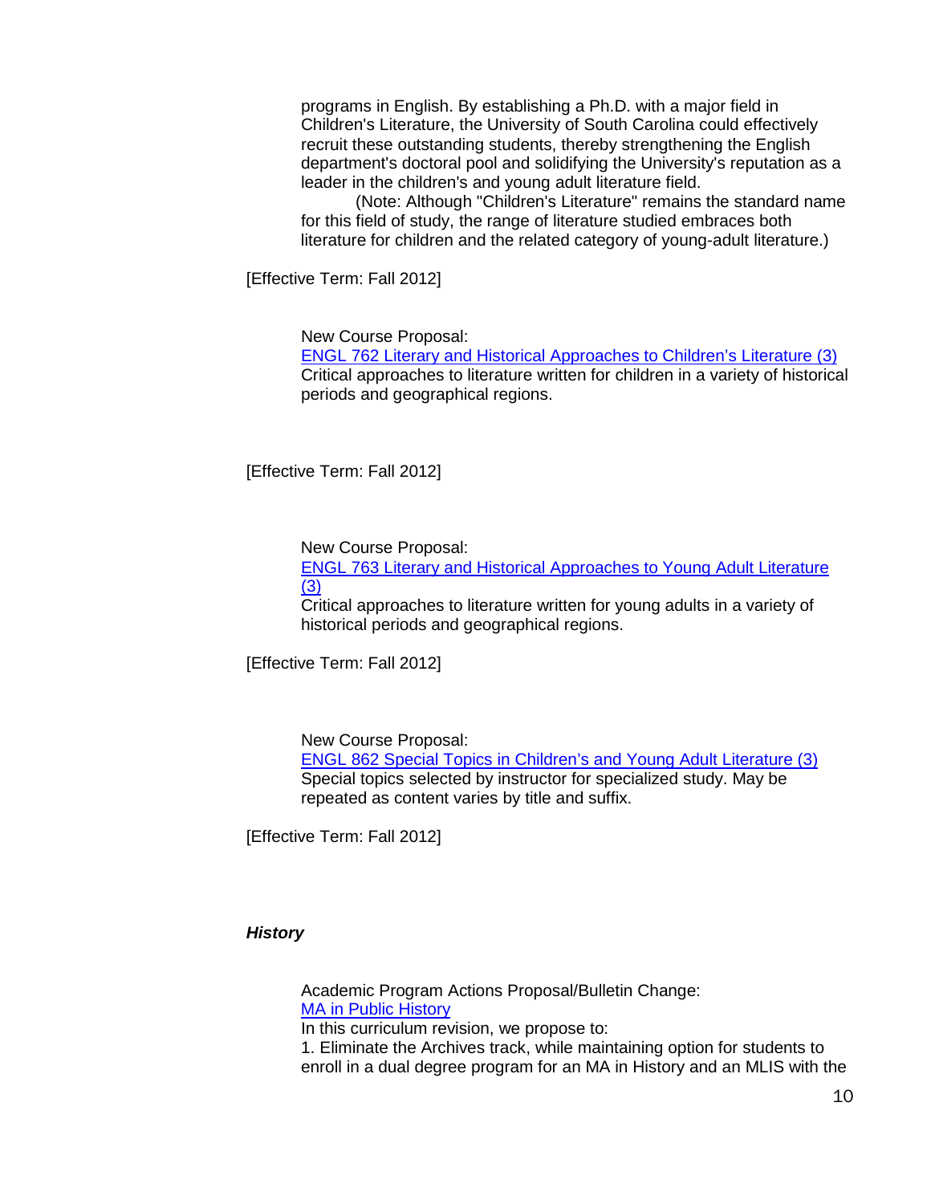programs in English. By establishing a Ph.D. with a major field in Children's Literature, the University of South Carolina could effectively recruit these outstanding students, thereby strengthening the English department's doctoral pool and solidifying the University's reputation as a leader in the children's and young adult literature field.

(Note: Although "Children's Literature" remains the standard name for this field of study, the range of literature studied embraces both literature for children and the related category of young-adult literature.)

[Effective Term: Fall 2012]

New Course Proposal:
ENGL 762 Literary and Historical Approaches to Children's Literature (3)
Critical approaches to literature written for children in a variety of historical periods and geographical regions.

[Effective Term: Fall 2012]

New Course Proposal:
ENGL 763 Literary and Historical Approaches to Young Adult Literature (3)
Critical approaches to literature written for young adults in a variety of historical periods and geographical regions.

[Effective Term: Fall 2012]

New Course Proposal:
ENGL 862 Special Topics in Children's and Young Adult Literature (3)
Special topics selected by instructor for specialized study. May be repeated as content varies by title and suffix.

[Effective Term: Fall 2012]

***History***

Academic Program Actions Proposal/Bulletin Change:
MA in Public History
In this curriculum revision, we propose to:
1. Eliminate the Archives track, while maintaining option for students to enroll in a dual degree program for an MA in History and an MLIS with the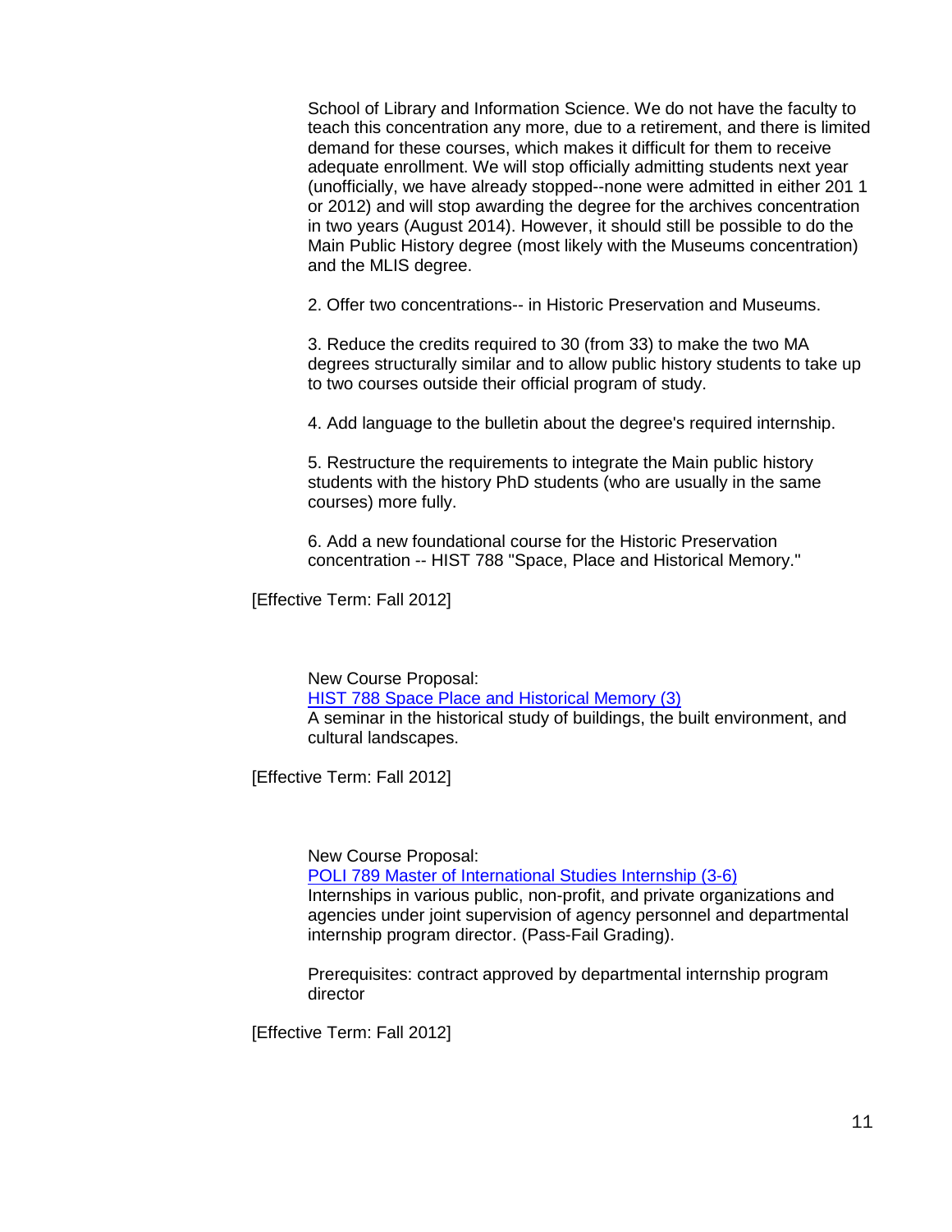School of Library and Information Science. We do not have the faculty to teach this concentration any more, due to a retirement, and there is limited demand for these courses, which makes it difficult for them to receive adequate enrollment. We will stop officially admitting students next year (unofficially, we have already stopped--none were admitted in either 201 1 or 2012) and will stop awarding the degree for the archives concentration in two years (August 2014). However, it should still be possible to do the Main Public History degree (most likely with the Museums concentration) and the MLIS degree.

2. Offer two concentrations-- in Historic Preservation and Museums.

3. Reduce the credits required to 30 (from 33) to make the two MA degrees structurally similar and to allow public history students to take up to two courses outside their official program of study.

4. Add language to the bulletin about the degree's required internship.

5. Restructure the requirements to integrate the Main public history students with the history PhD students (who are usually in the same courses) more fully.

6. Add a new foundational course for the Historic Preservation concentration -- HIST 788 "Space, Place and Historical Memory."

[Effective Term: Fall 2012]

New Course Proposal:
HIST 788 Space Place and Historical Memory (3)
A seminar in the historical study of buildings, the built environment, and cultural landscapes.

[Effective Term: Fall 2012]

New Course Proposal:
POLI 789 Master of International Studies Internship (3-6)
Internships in various public, non-profit, and private organizations and agencies under joint supervision of agency personnel and departmental internship program director. (Pass-Fail Grading).

Prerequisites: contract approved by departmental internship program director

[Effective Term: Fall 2012]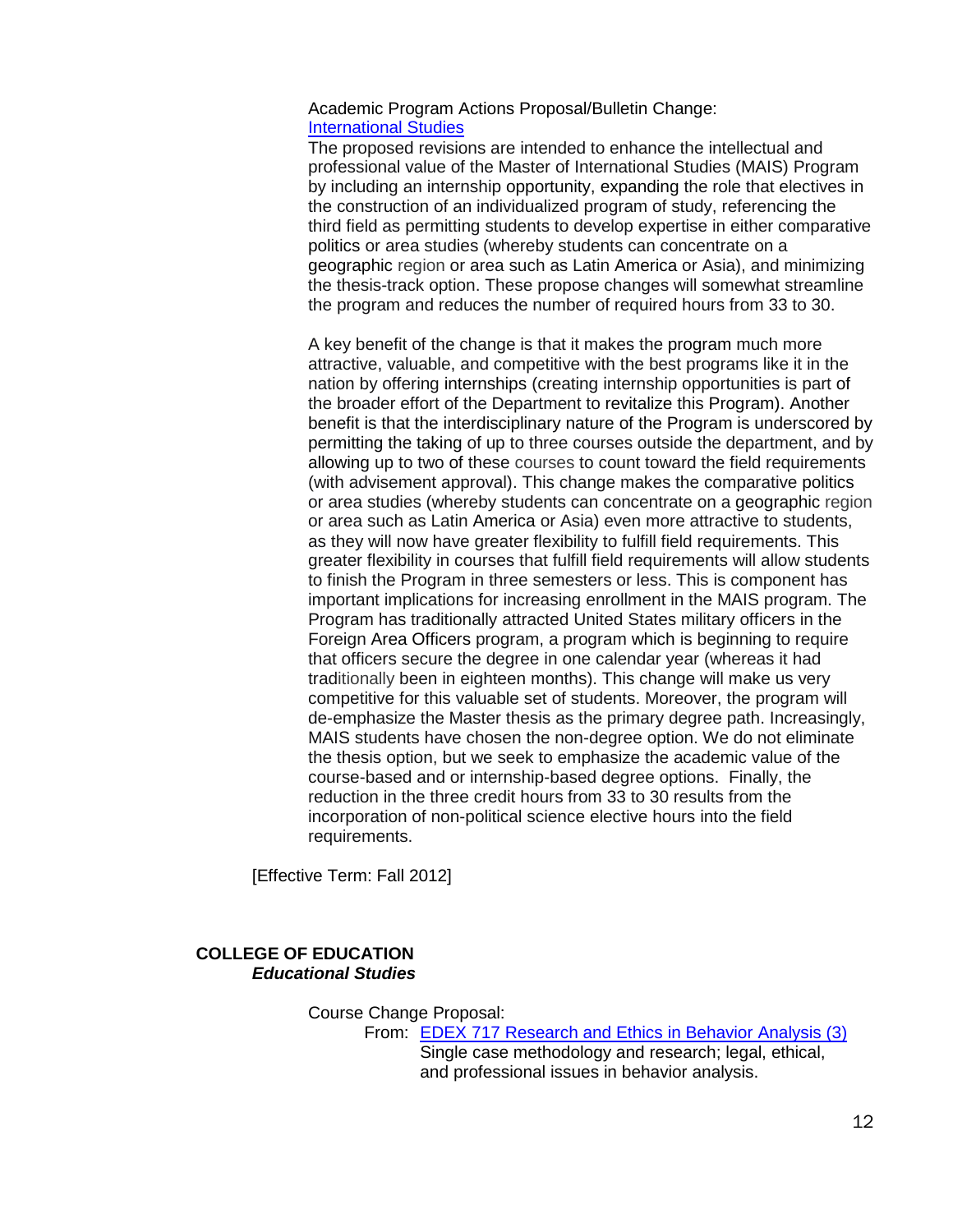Academic Program Actions Proposal/Bulletin Change:
[International Studies]()

The proposed revisions are intended to enhance the intellectual and professional value of the Master of International Studies (MAIS) Program by including an internship opportunity, expanding the role that electives in the construction of an individualized program of study, referencing the third field as permitting students to develop expertise in either comparative politics or area studies (whereby students can concentrate on a geographic region or area such as Latin America or Asia), and minimizing the thesis-track option. These propose changes will somewhat streamline the program and reduces the number of required hours from 33 to 30.

A key benefit of the change is that it makes the program much more attractive, valuable, and competitive with the best programs like it in the nation by offering internships (creating internship opportunities is part of the broader effort of the Department to revitalize this Program). Another benefit is that the interdisciplinary nature of the Program is underscored by permitting the taking of up to three courses outside the department, and by allowing up to two of these courses to count toward the field requirements (with advisement approval). This change makes the comparative politics or area studies (whereby students can concentrate on a geographic region or area such as Latin America or Asia) even more attractive to students, as they will now have greater flexibility to fulfill field requirements. This greater flexibility in courses that fulfill field requirements will allow students to finish the Program in three semesters or less. This is component has important implications for increasing enrollment in the MAIS program. The Program has traditionally attracted United States military officers in the Foreign Area Officers program, a program which is beginning to require that officers secure the degree in one calendar year (whereas it had traditionally been in eighteen months). This change will make us very competitive for this valuable set of students. Moreover, the program will de-emphasize the Master thesis as the primary degree path. Increasingly, MAIS students have chosen the non-degree option. We do not eliminate the thesis option, but we seek to emphasize the academic value of the course-based and or internship-based degree options. Finally, the reduction in the three credit hours from 33 to 30 results from the incorporation of non-political science elective hours into the field requirements.

[Effective Term: Fall 2012]

**COLLEGE OF EDUCATION**
***Educational Studies***

Course Change Proposal:
From: [EDEX 717 Research and Ethics in Behavior Analysis (3)]()
Single case methodology and research; legal, ethical, and professional issues in behavior analysis.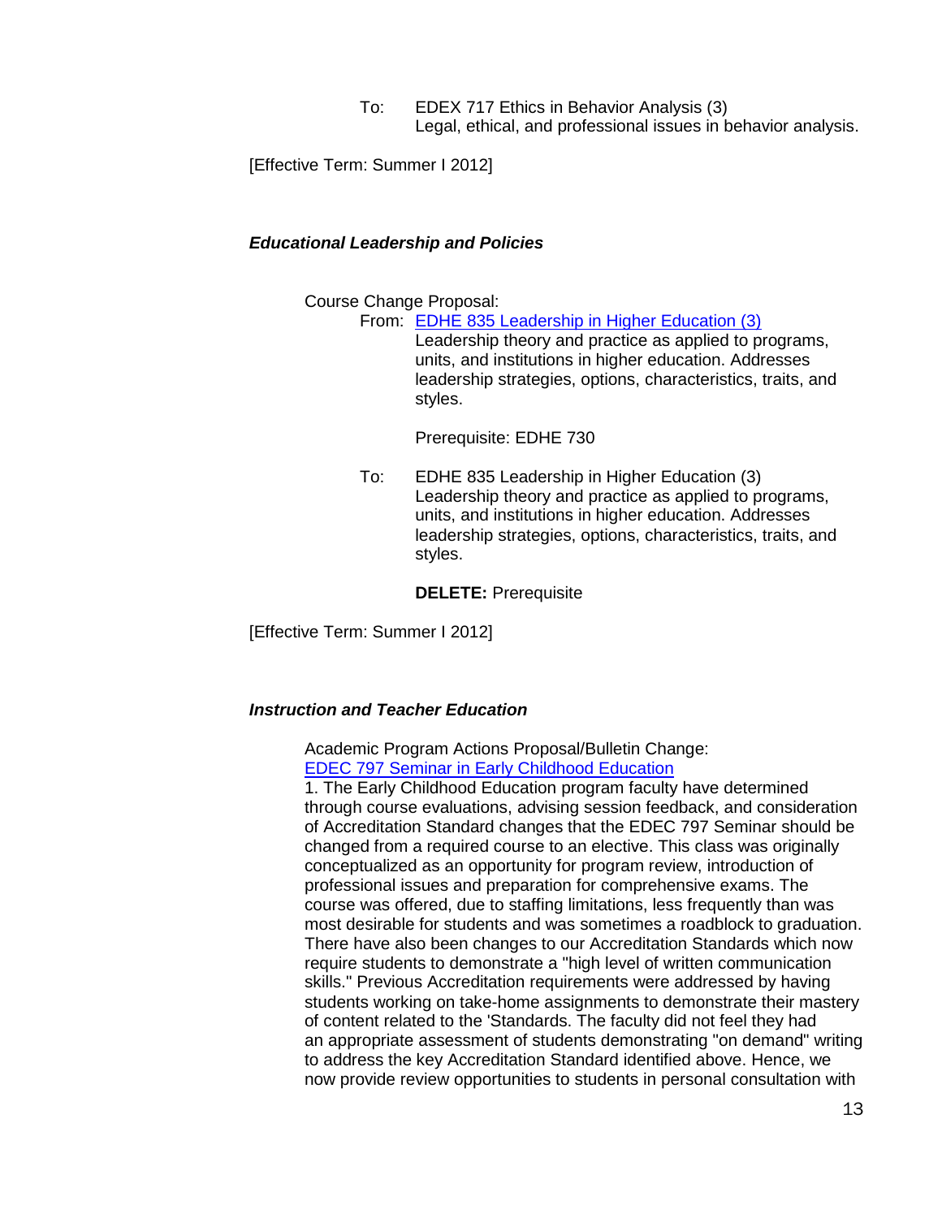To: EDEX 717 Ethics in Behavior Analysis (3)
Legal, ethical, and professional issues in behavior analysis.

[Effective Term: Summer I 2012]

### *Educational Leadership and Policies*

Course Change Proposal:

From: EDHE 835 Leadership in Higher Education (3)
Leadership theory and practice as applied to programs, units, and institutions in higher education. Addresses leadership strategies, options, characteristics, traits, and styles.

Prerequisite: EDHE 730

To: EDHE 835 Leadership in Higher Education (3)
Leadership theory and practice as applied to programs, units, and institutions in higher education. Addresses leadership strategies, options, characteristics, traits, and styles.

**DELETE:** Prerequisite

[Effective Term: Summer I 2012]

### *Instruction and Teacher Education*

Academic Program Actions Proposal/Bulletin Change:
EDEC 797 Seminar in Early Childhood Education

1. The Early Childhood Education program faculty have determined through course evaluations, advising session feedback, and consideration of Accreditation Standard changes that the EDEC 797 Seminar should be changed from a required course to an elective. This class was originally conceptualized as an opportunity for program review, introduction of professional issues and preparation for comprehensive exams. The course was offered, due to staffing limitations, less frequently than was most desirable for students and was sometimes a roadblock to graduation. There have also been changes to our Accreditation Standards which now require students to demonstrate a "high level of written communication skills." Previous Accreditation requirements were addressed by having students working on take-home assignments to demonstrate their mastery of content related to the 'Standards. The faculty did not feel they had an appropriate assessment of students demonstrating "on demand" writing to address the key Accreditation Standard identified above. Hence, we now provide review opportunities to students in personal consultation with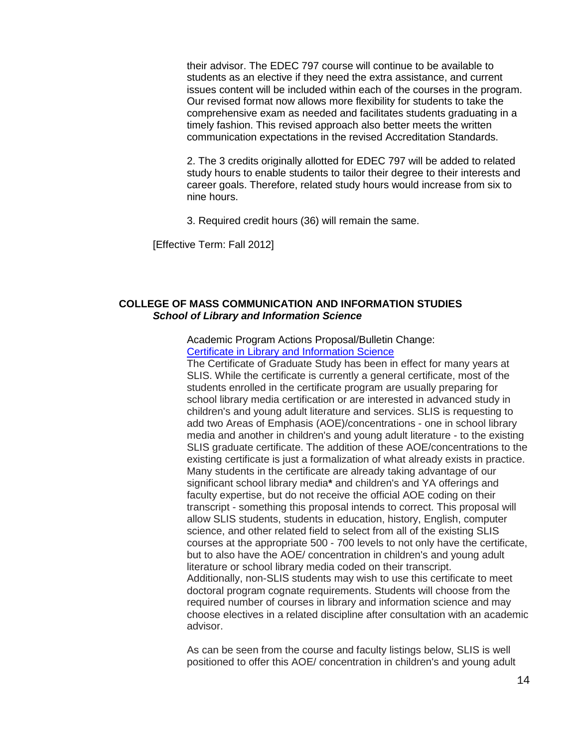their advisor. The EDEC 797 course will continue to be available to students as an elective if they need the extra assistance, and current issues content will be included within each of the courses in the program. Our revised format now allows more flexibility for students to take the comprehensive exam as needed and facilitates students graduating in a timely fashion. This revised approach also better meets the written communication expectations in the revised Accreditation Standards.

2. The 3 credits originally allotted for EDEC 797 will be added to related study hours to enable students to tailor their degree to their interests and career goals. Therefore, related study hours would increase from six to nine hours.

3. Required credit hours (36) will remain the same.

[Effective Term: Fall 2012]

**COLLEGE OF MASS COMMUNICATION AND INFORMATION STUDIES**
***School of Library and Information Science***

Academic Program Actions Proposal/Bulletin Change:
Certificate in Library and Information Science
The Certificate of Graduate Study has been in effect for many years at SLIS. While the certificate is currently a general certificate, most of the students enrolled in the certificate program are usually preparing for school library media certification or are interested in advanced study in children's and young adult literature and services. SLIS is requesting to add two Areas of Emphasis (AOE)/concentrations - one in school library media and another in children's and young adult literature - to the existing SLIS graduate certificate. The addition of these AOE/concentrations to the existing certificate is just a formalization of what already exists in practice. Many students in the certificate are already taking advantage of our significant school library media**\*** and children's and YA offerings and faculty expertise, but do not receive the official AOE coding on their transcript - something this proposal intends to correct. This proposal will allow SLIS students, students in education, history, English, computer science, and other related field to select from all of the existing SLIS courses at the appropriate 500 - 700 levels to not only have the certificate, but to also have the AOE/ concentration in children's and young adult literature or school library media coded on their transcript. Additionally, non-SLIS students may wish to use this certificate to meet doctoral program cognate requirements. Students will choose from the required number of courses in library and information science and may choose electives in a related discipline after consultation with an academic advisor.

As can be seen from the course and faculty listings below, SLIS is well positioned to offer this AOE/ concentration in children's and young adult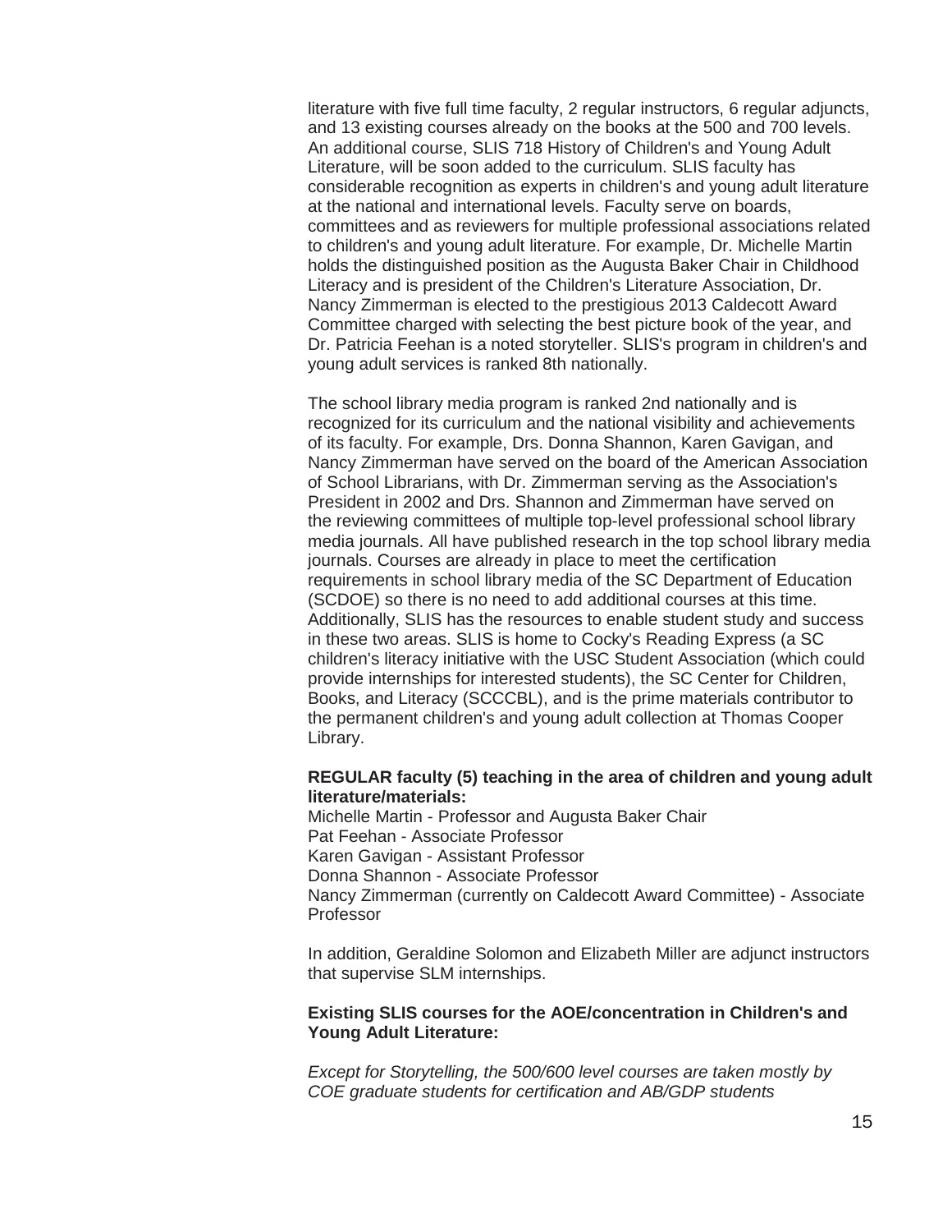literature with five full time faculty, 2 regular instructors, 6 regular adjuncts, and 13 existing courses already on the books at the 500 and 700 levels. An additional course, SLIS 718 History of Children's and Young Adult Literature, will be soon added to the curriculum. SLIS faculty has considerable recognition as experts in children's and young adult literature at the national and international levels. Faculty serve on boards, committees and as reviewers for multiple professional associations related to children's and young adult literature. For example, Dr. Michelle Martin holds the distinguished position as the Augusta Baker Chair in Childhood Literacy and is president of the Children's Literature Association, Dr. Nancy Zimmerman is elected to the prestigious 2013 Caldecott Award Committee charged with selecting the best picture book of the year, and Dr. Patricia Feehan is a noted storyteller. SLIS's program in children's and young adult services is ranked 8th nationally.

The school library media program is ranked 2nd nationally and is recognized for its curriculum and the national visibility and achievements of its faculty. For example, Drs. Donna Shannon, Karen Gavigan, and Nancy Zimmerman have served on the board of the American Association of School Librarians, with Dr. Zimmerman serving as the Association's President in 2002 and Drs. Shannon and Zimmerman have served on the reviewing committees of multiple top-level professional school library media journals. All have published research in the top school library media journals. Courses are already in place to meet the certification requirements in school library media of the SC Department of Education (SCDOE) so there is no need to add additional courses at this time. Additionally, SLIS has the resources to enable student study and success in these two areas. SLIS is home to Cocky's Reading Express (a SC children's literacy initiative with the USC Student Association (which could provide internships for interested students), the SC Center for Children, Books, and Literacy (SCCCBL), and is the prime materials contributor to the permanent children's and young adult collection at Thomas Cooper Library.

**REGULAR faculty (5) teaching in the area of children and young adult literature/materials:**

Michelle Martin - Professor and Augusta Baker Chair
Pat Feehan - Associate Professor
Karen Gavigan - Assistant Professor
Donna Shannon - Associate Professor
Nancy Zimmerman (currently on Caldecott Award Committee) - Associate Professor

In addition, Geraldine Solomon and Elizabeth Miller are adjunct instructors that supervise SLM internships.

**Existing SLIS courses for the AOE/concentration in Children's and Young Adult Literature:**

*Except for Storytelling, the 500/600 level courses are taken mostly by COE graduate students for certification and AB/GDP students*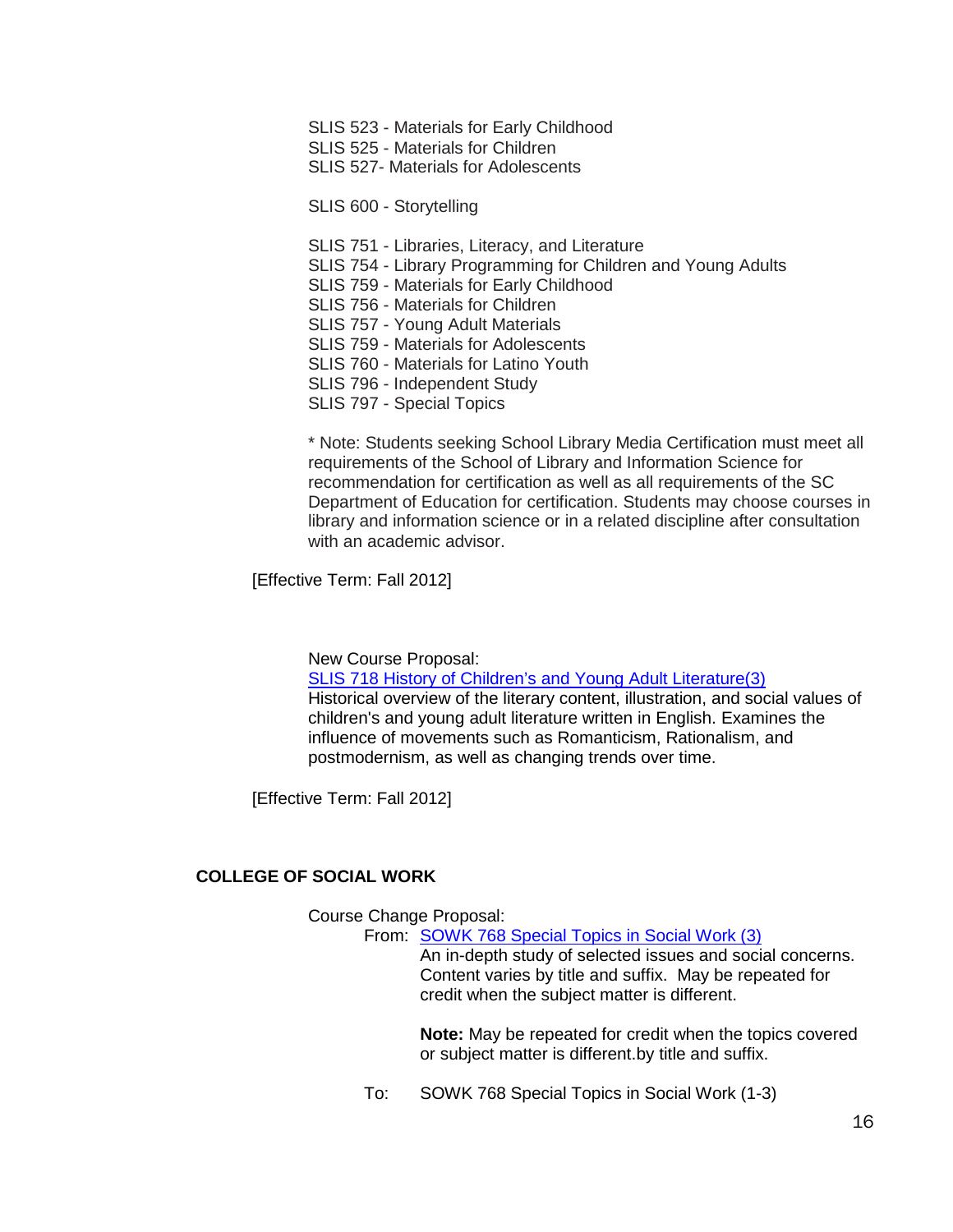SLIS 523 - Materials for Early Childhood
SLIS 525 - Materials for Children
SLIS 527- Materials for Adolescents

SLIS 600 - Storytelling

SLIS 751 - Libraries, Literacy, and Literature
SLIS 754 - Library Programming for Children and Young Adults
SLIS 759 - Materials for Early Childhood
SLIS 756 - Materials for Children
SLIS 757 - Young Adult Materials
SLIS 759 - Materials for Adolescents
SLIS 760 - Materials for Latino Youth
SLIS 796 - Independent Study
SLIS 797 - Special Topics

* Note: Students seeking School Library Media Certification must meet all requirements of the School of Library and Information Science for recommendation for certification as well as all requirements of the SC Department of Education for certification. Students may choose courses in library and information science or in a related discipline after consultation with an academic advisor.

[Effective Term: Fall 2012]

New Course Proposal:
SLIS 718 History of Children's and Young Adult Literature(3)
Historical overview of the literary content, illustration, and social values of children's and young adult literature written in English. Examines the influence of movements such as Romanticism, Rationalism, and postmodernism, as well as changing trends over time.

[Effective Term: Fall 2012]

**COLLEGE OF SOCIAL WORK**

Course Change Proposal:

From: SOWK 768 Special Topics in Social Work (3)
An in-depth study of selected issues and social concerns. Content varies by title and suffix. May be repeated for credit when the subject matter is different.

**Note:** May be repeated for credit when the topics covered or subject matter is different.by title and suffix.

To: SOWK 768 Special Topics in Social Work (1-3)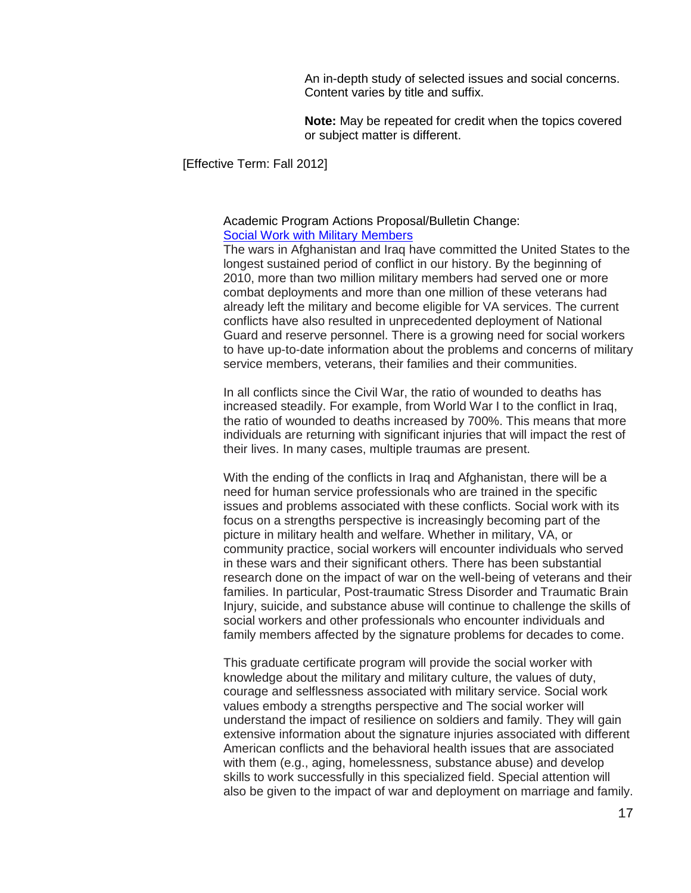An in-depth study of selected issues and social concerns. Content varies by title and suffix.

**Note:** May be repeated for credit when the topics covered or subject matter is different.

[Effective Term: Fall 2012]

Academic Program Actions Proposal/Bulletin Change:
Social Work with Military Members

The wars in Afghanistan and Iraq have committed the United States to the longest sustained period of conflict in our history. By the beginning of 2010, more than two million military members had served one or more combat deployments and more than one million of these veterans had already left the military and become eligible for VA services. The current conflicts have also resulted in unprecedented deployment of National Guard and reserve personnel. There is a growing need for social workers to have up-to-date information about the problems and concerns of military service members, veterans, their families and their communities.

In all conflicts since the Civil War, the ratio of wounded to deaths has increased steadily. For example, from World War I to the conflict in Iraq, the ratio of wounded to deaths increased by 700%. This means that more individuals are returning with significant injuries that will impact the rest of their lives. In many cases, multiple traumas are present.

With the ending of the conflicts in Iraq and Afghanistan, there will be a need for human service professionals who are trained in the specific issues and problems associated with these conflicts. Social work with its focus on a strengths perspective is increasingly becoming part of the picture in military health and welfare. Whether in military, VA, or community practice, social workers will encounter individuals who served in these wars and their significant others. There has been substantial research done on the impact of war on the well-being of veterans and their families. In particular, Post-traumatic Stress Disorder and Traumatic Brain Injury, suicide, and substance abuse will continue to challenge the skills of social workers and other professionals who encounter individuals and family members affected by the signature problems for decades to come.

This graduate certificate program will provide the social worker with knowledge about the military and military culture, the values of duty, courage and selflessness associated with military service. Social work values embody a strengths perspective and The social worker will understand the impact of resilience on soldiers and family. They will gain extensive information about the signature injuries associated with different American conflicts and the behavioral health issues that are associated with them (e.g., aging, homelessness, substance abuse) and develop skills to work successfully in this specialized field. Special attention will also be given to the impact of war and deployment on marriage and family.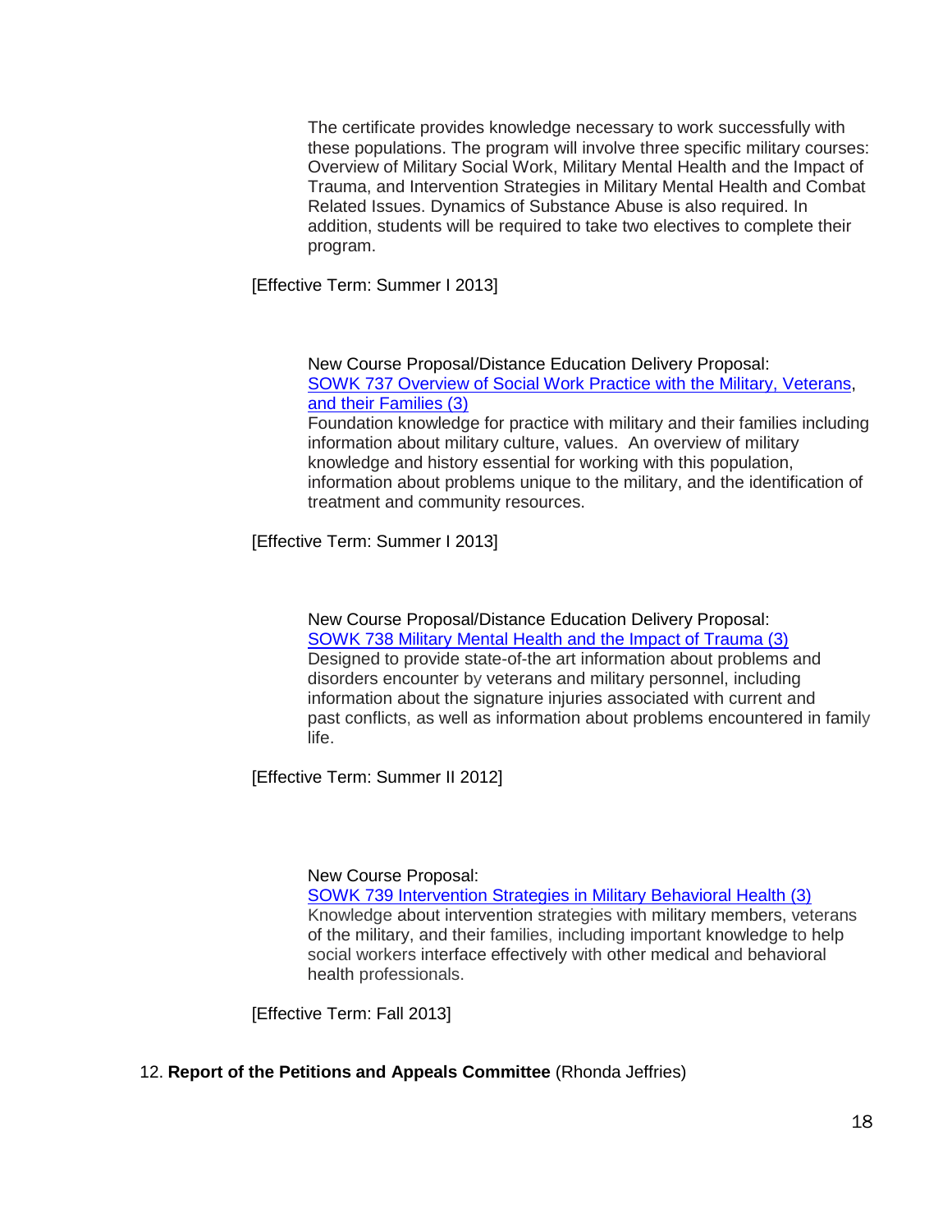The certificate provides knowledge necessary to work successfully with these populations. The program will involve three specific military courses: Overview of Military Social Work, Military Mental Health and the Impact of Trauma, and Intervention Strategies in Military Mental Health and Combat Related Issues. Dynamics of Substance Abuse is also required. In addition, students will be required to take two electives to complete their program.

[Effective Term: Summer I 2013]

New Course Proposal/Distance Education Delivery Proposal:
SOWK 737 Overview of Social Work Practice with the Military, Veterans, and their Families (3)
Foundation knowledge for practice with military and their families including information about military culture, values. An overview of military knowledge and history essential for working with this population, information about problems unique to the military, and the identification of treatment and community resources.

[Effective Term: Summer I 2013]

New Course Proposal/Distance Education Delivery Proposal:
SOWK 738 Military Mental Health and the Impact of Trauma (3)
Designed to provide state-of-the art information about problems and disorders encounter by veterans and military personnel, including information about the signature injuries associated with current and past conflicts, as well as information about problems encountered in family life.

[Effective Term: Summer II 2012]

New Course Proposal:
SOWK 739 Intervention Strategies in Military Behavioral Health (3)
Knowledge about intervention strategies with military members, veterans of the military, and their families, including important knowledge to help social workers interface effectively with other medical and behavioral health professionals.

[Effective Term: Fall 2013]

12. **Report of the Petitions and Appeals Committee** (Rhonda Jeffries)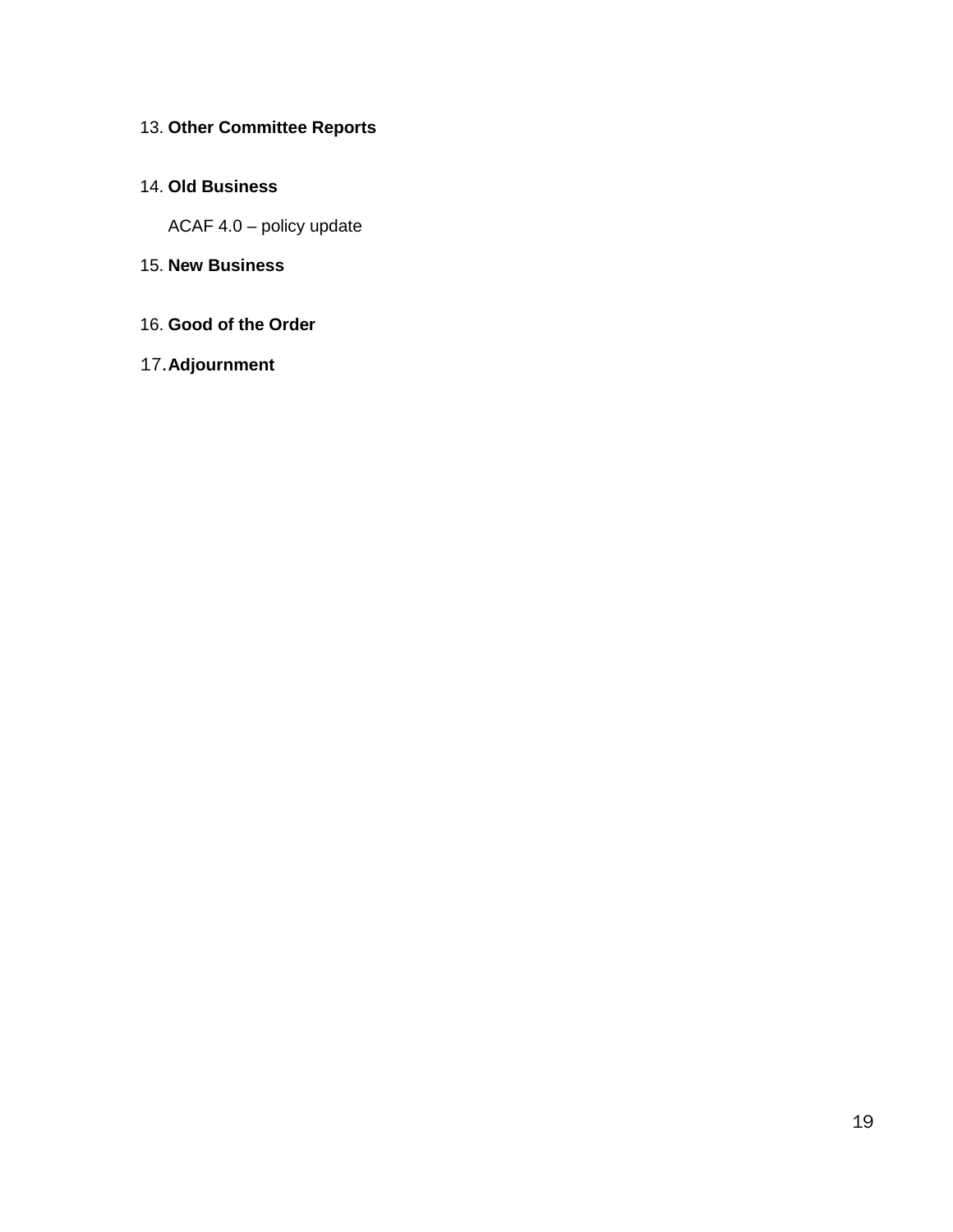13. **Other Committee Reports**

14. **Old Business**

    ACAF 4.0 – policy update

15. **New Business**

16. **Good of the Order**

17. **Adjournment**